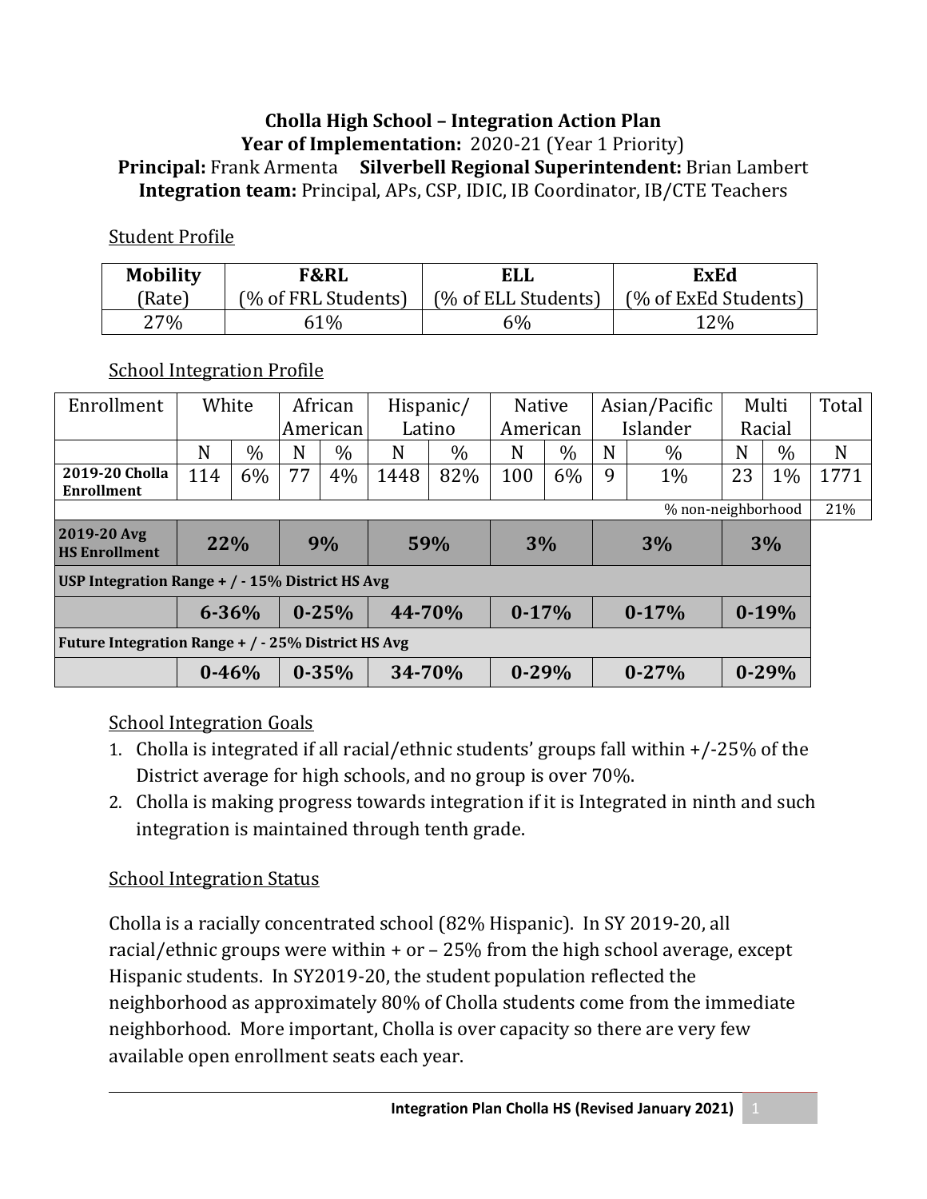# Cholla High School – Integration Action Plan

**Year of Implementation:** 2020-21 (Year 1 Priority)

**Principal:** Frank Armenta **Silverbell Regional Superintendent:** Brian Lambert

**Integration team:** Principal, APs, CSP, IDIC, IB Coordinator, IB/CTE Teachers

## Student Profile

| Mobility (Rate) | F&RL (% of FRL Students) | ELL (% of ELL Students) | ExEd (% of ExEd Students) |
|---|---|---|---|
| 27% | 61% | 6% | 12% |

## School Integration Profile

| Enrollment | White | | African American | | Hispanic/ Latino | | Native American | | Asian/Pacific Islander | | Multi Racial | | Total |
|---|---|---|---|---|---|---|---|---|---|---|---|---|---|
| | N | % | N | % | N | % | N | % | N | % | N | % | N |
| **2019-20 Cholla Enrollment** | 114 | 6% | 77 | 4% | 1448 | 82% | 100 | 6% | 9 | 1% | 23 | 1% | 1771 |
| | | | | | | | | | | | % non-neighborhood | | 21% |
| **2019-20 Avg HS Enrollment** | **22%** | | **9%** | | **59%** | | **3%** | | **3%** | | **3%** | | |
| **USP Integration Range + / - 15% District HS Avg** | | | | | | | | | | | | | |
| | **6-36%** | | **0-25%** | | **44-70%** | | **0-17%** | | **0-17%** | | **0-19%** | | |
| **Future Integration Range + / - 25% District HS Avg** | | | | | | | | | | | | | |
| | **0-46%** | | **0-35%** | | **34-70%** | | **0-29%** | | **0-27%** | | **0-29%** | | |

## School Integration Goals

1. Cholla is integrated if all racial/ethnic students' groups fall within +/-25% of the District average for high schools, and no group is over 70%.
2. Cholla is making progress towards integration if it is Integrated in ninth and such integration is maintained through tenth grade.

## School Integration Status

Cholla is a racially concentrated school (82% Hispanic). In SY 2019-20, all racial/ethnic groups were within + or – 25% from the high school average, except Hispanic students. In SY2019-20, the student population reflected the neighborhood as approximately 80% of Cholla students come from the immediate neighborhood. More important, Cholla is over capacity so there are very few available open enrollment seats each year.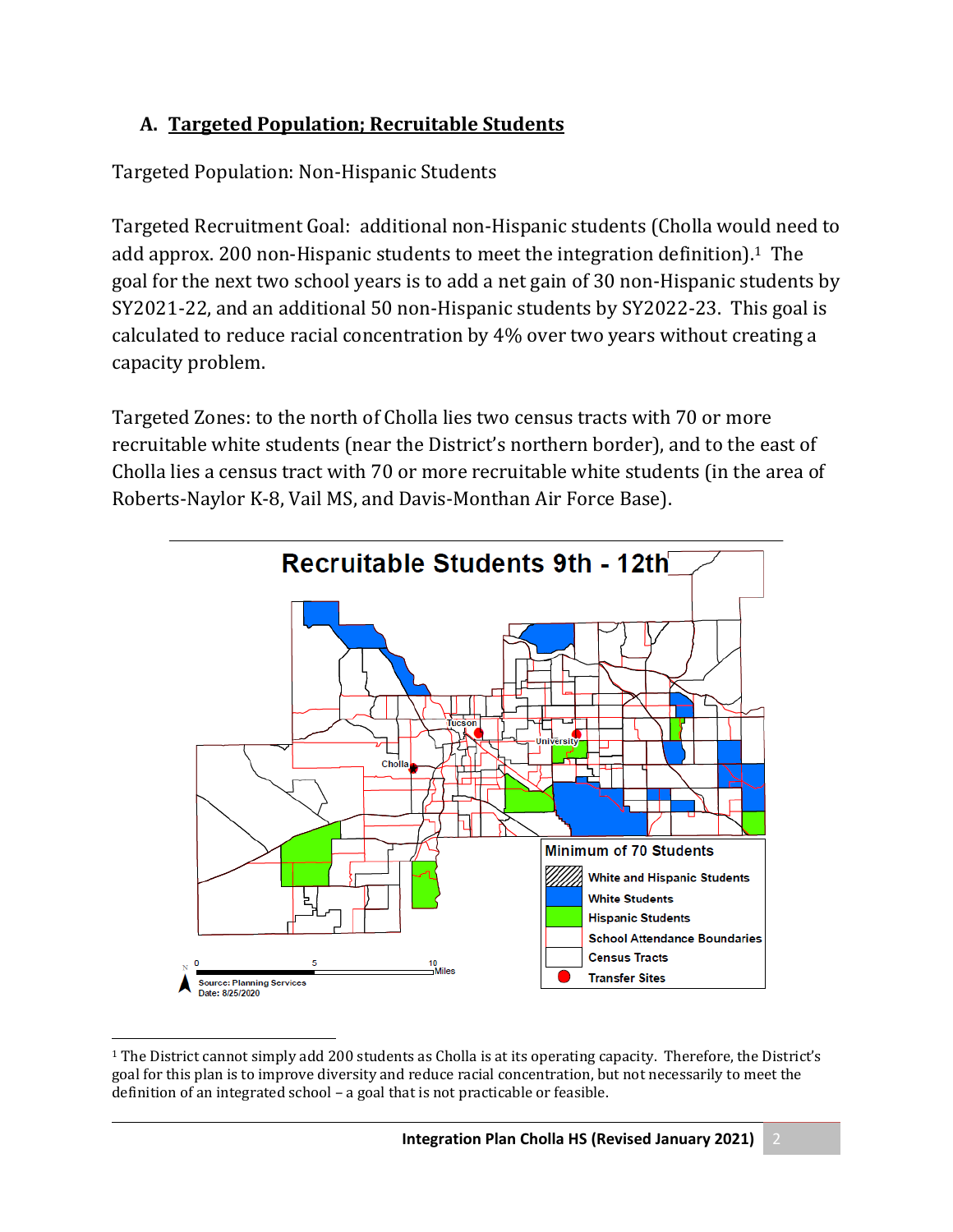## A. Targeted Population; Recruitable Students

Targeted Population: Non-Hispanic Students

Targeted Recruitment Goal: additional non-Hispanic students (Cholla would need to add approx. 200 non-Hispanic students to meet the integration definition).[1] The goal for the next two school years is to add a net gain of 30 non-Hispanic students by SY2021-22, and an additional 50 non-Hispanic students by SY2022-23. This goal is calculated to reduce racial concentration by 4% over two years without creating a capacity problem.

Targeted Zones: to the north of Cholla lies two census tracts with 70 or more recruitable white students (near the District's northern border), and to the east of Cholla lies a census tract with 70 or more recruitable white students (in the area of Roberts-Naylor K-8, Vail MS, and Davis-Monthan Air Force Base).

Recruitable Students 9th - 12th

Minimum of 70 Students

- White and Hispanic Students
- White Students
- Hispanic Students
- School Attendance Boundaries
- Census Tracts
- Transfer Sites

Source: Planning Services
Date: 8/25/2020

[1] The District cannot simply add 200 students as Cholla is at its operating capacity. Therefore, the District's goal for this plan is to improve diversity and reduce racial concentration, but not necessarily to meet the definition of an integrated school – a goal that is not practicable or feasible.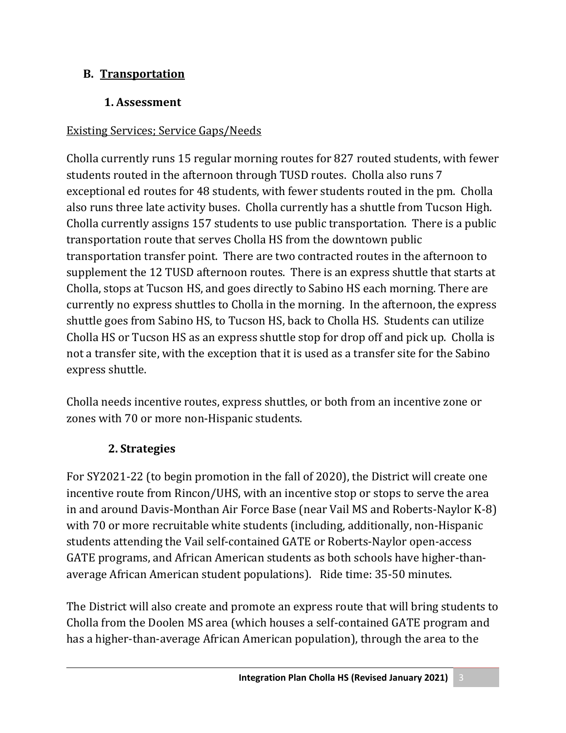## B. Transportation

### 1. Assessment

Existing Services; Service Gaps/Needs

Cholla currently runs 15 regular morning routes for 827 routed students, with fewer students routed in the afternoon through TUSD routes. Cholla also runs 7 exceptional ed routes for 48 students, with fewer students routed in the pm. Cholla also runs three late activity buses. Cholla currently has a shuttle from Tucson High. Cholla currently assigns 157 students to use public transportation. There is a public transportation route that serves Cholla HS from the downtown public transportation transfer point. There are two contracted routes in the afternoon to supplement the 12 TUSD afternoon routes. There is an express shuttle that starts at Cholla, stops at Tucson HS, and goes directly to Sabino HS each morning. There are currently no express shuttles to Cholla in the morning. In the afternoon, the express shuttle goes from Sabino HS, to Tucson HS, back to Cholla HS. Students can utilize Cholla HS or Tucson HS as an express shuttle stop for drop off and pick up. Cholla is not a transfer site, with the exception that it is used as a transfer site for the Sabino express shuttle.

Cholla needs incentive routes, express shuttles, or both from an incentive zone or zones with 70 or more non-Hispanic students.

### 2. Strategies

For SY2021-22 (to begin promotion in the fall of 2020), the District will create one incentive route from Rincon/UHS, with an incentive stop or stops to serve the area in and around Davis-Monthan Air Force Base (near Vail MS and Roberts-Naylor K-8) with 70 or more recruitable white students (including, additionally, non-Hispanic students attending the Vail self-contained GATE or Roberts-Naylor open-access GATE programs, and African American students as both schools have higher-than-average African American student populations). Ride time: 35-50 minutes.

The District will also create and promote an express route that will bring students to Cholla from the Doolen MS area (which houses a self-contained GATE program and has a higher-than-average African American population), through the area to the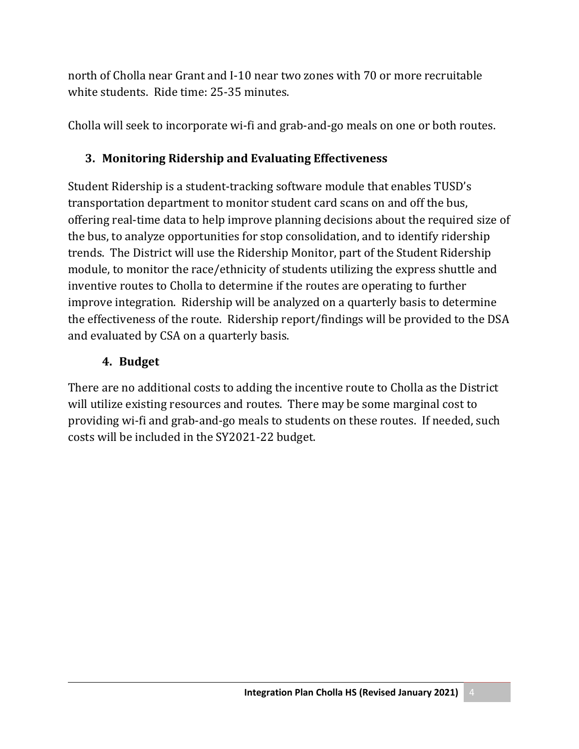north of Cholla near Grant and I-10 near two zones with 70 or more recruitable white students. Ride time: 25-35 minutes.

Cholla will seek to incorporate wi-fi and grab-and-go meals on one or both routes.

### 3. Monitoring Ridership and Evaluating Effectiveness

Student Ridership is a student-tracking software module that enables TUSD's transportation department to monitor student card scans on and off the bus, offering real-time data to help improve planning decisions about the required size of the bus, to analyze opportunities for stop consolidation, and to identify ridership trends. The District will use the Ridership Monitor, part of the Student Ridership module, to monitor the race/ethnicity of students utilizing the express shuttle and inventive routes to Cholla to determine if the routes are operating to further improve integration. Ridership will be analyzed on a quarterly basis to determine the effectiveness of the route. Ridership report/findings will be provided to the DSA and evaluated by CSA on a quarterly basis.

### 4. Budget

There are no additional costs to adding the incentive route to Cholla as the District will utilize existing resources and routes. There may be some marginal cost to providing wi-fi and grab-and-go meals to students on these routes. If needed, such costs will be included in the SY2021-22 budget.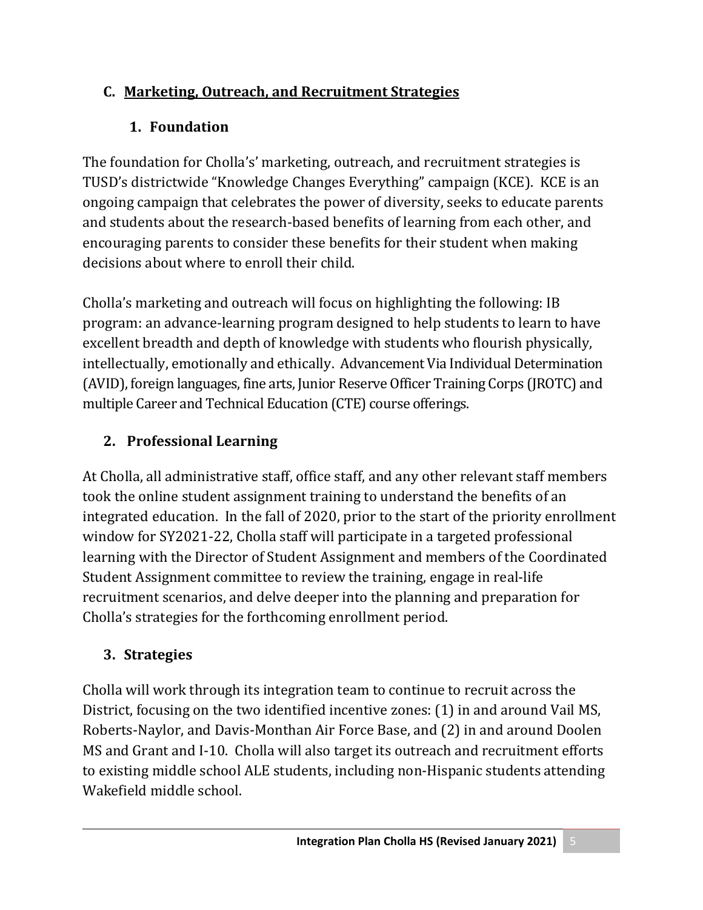## C. Marketing, Outreach, and Recruitment Strategies

### 1. Foundation

The foundation for Cholla's' marketing, outreach, and recruitment strategies is TUSD's districtwide "Knowledge Changes Everything" campaign (KCE). KCE is an ongoing campaign that celebrates the power of diversity, seeks to educate parents and students about the research-based benefits of learning from each other, and encouraging parents to consider these benefits for their student when making decisions about where to enroll their child.

Cholla's marketing and outreach will focus on highlighting the following: IB program: an advance-learning program designed to help students to learn to have excellent breadth and depth of knowledge with students who flourish physically, intellectually, emotionally and ethically. Advancement Via Individual Determination (AVID), foreign languages, fine arts, Junior Reserve Officer Training Corps (JROTC) and multiple Career and Technical Education (CTE) course offerings.

### 2. Professional Learning

At Cholla, all administrative staff, office staff, and any other relevant staff members took the online student assignment training to understand the benefits of an integrated education. In the fall of 2020, prior to the start of the priority enrollment window for SY2021-22, Cholla staff will participate in a targeted professional learning with the Director of Student Assignment and members of the Coordinated Student Assignment committee to review the training, engage in real-life recruitment scenarios, and delve deeper into the planning and preparation for Cholla's strategies for the forthcoming enrollment period.

### 3. Strategies

Cholla will work through its integration team to continue to recruit across the District, focusing on the two identified incentive zones: (1) in and around Vail MS, Roberts-Naylor, and Davis-Monthan Air Force Base, and (2) in and around Doolen MS and Grant and I-10. Cholla will also target its outreach and recruitment efforts to existing middle school ALE students, including non-Hispanic students attending Wakefield middle school.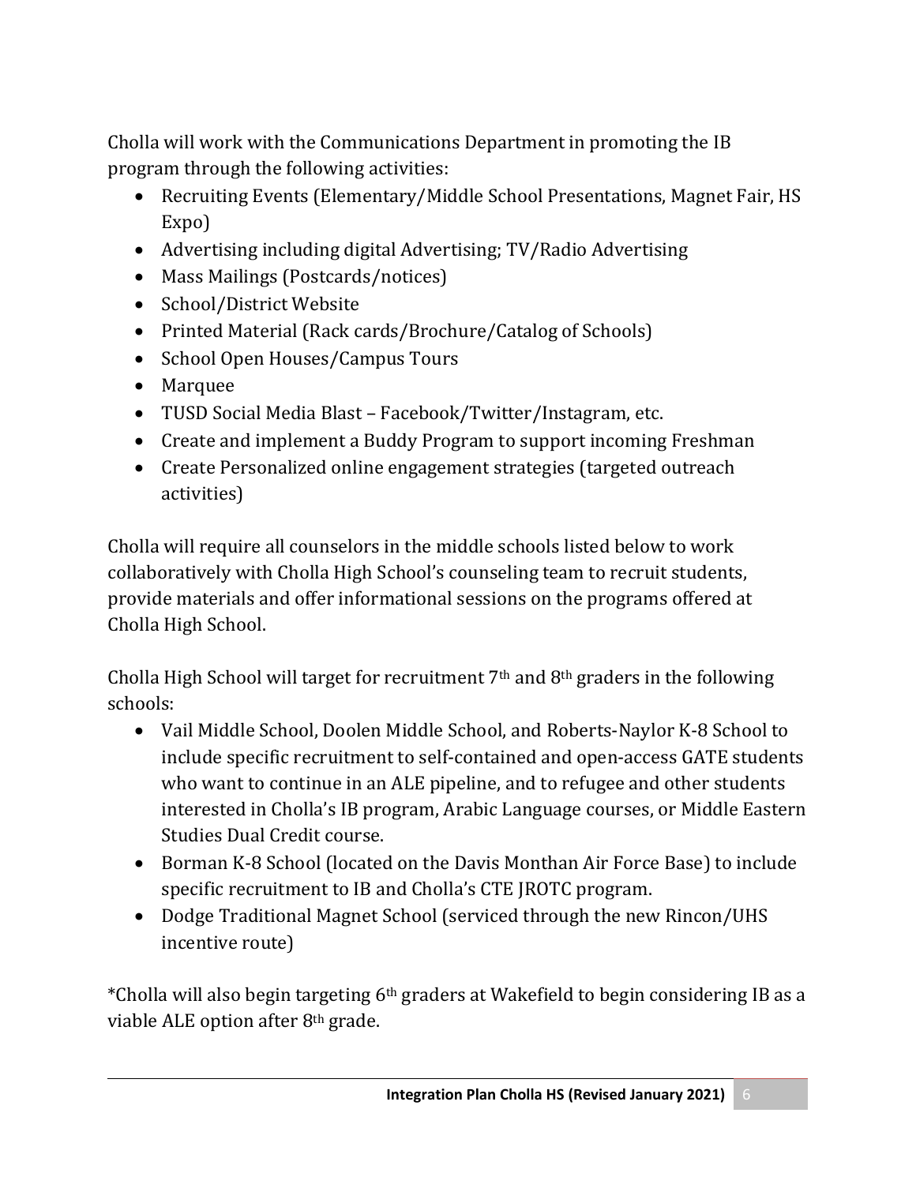Cholla will work with the Communications Department in promoting the IB program through the following activities:

- Recruiting Events (Elementary/Middle School Presentations, Magnet Fair, HS Expo)
- Advertising including digital Advertising; TV/Radio Advertising
- Mass Mailings (Postcards/notices)
- School/District Website
- Printed Material (Rack cards/Brochure/Catalog of Schools)
- School Open Houses/Campus Tours
- Marquee
- TUSD Social Media Blast – Facebook/Twitter/Instagram, etc.
- Create and implement a Buddy Program to support incoming Freshman
- Create Personalized online engagement strategies (targeted outreach activities)

Cholla will require all counselors in the middle schools listed below to work collaboratively with Cholla High School's counseling team to recruit students, provide materials and offer informational sessions on the programs offered at Cholla High School.

Cholla High School will target for recruitment 7th and 8th graders in the following schools:

- Vail Middle School, Doolen Middle School, and Roberts-Naylor K-8 School to include specific recruitment to self-contained and open-access GATE students who want to continue in an ALE pipeline, and to refugee and other students interested in Cholla's IB program, Arabic Language courses, or Middle Eastern Studies Dual Credit course.
- Borman K-8 School (located on the Davis Monthan Air Force Base) to include specific recruitment to IB and Cholla's CTE JROTC program.
- Dodge Traditional Magnet School (serviced through the new Rincon/UHS incentive route)

*Cholla will also begin targeting 6th graders at Wakefield to begin considering IB as a viable ALE option after 8th grade.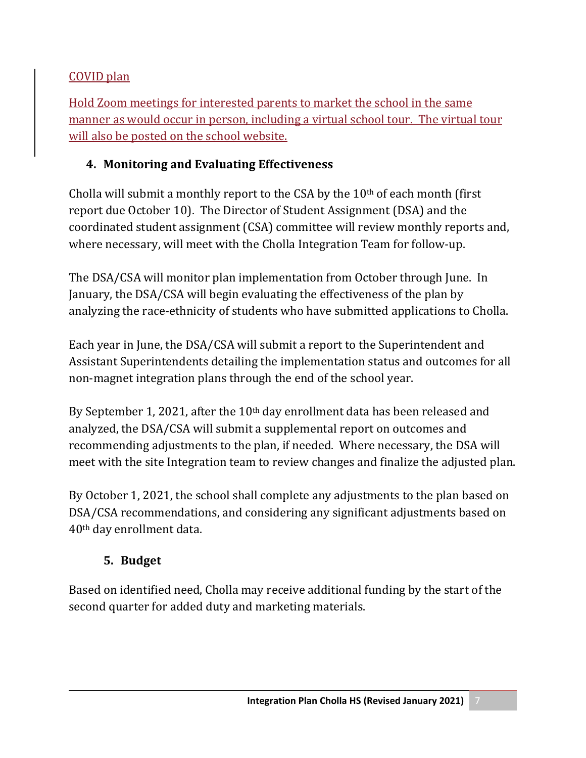COVID plan

Hold Zoom meetings for interested parents to market the school in the same manner as would occur in person, including a virtual school tour. The virtual tour will also be posted on the school website.

## 4. Monitoring and Evaluating Effectiveness

Cholla will submit a monthly report to the CSA by the 10th of each month (first report due October 10). The Director of Student Assignment (DSA) and the coordinated student assignment (CSA) committee will review monthly reports and, where necessary, will meet with the Cholla Integration Team for follow-up.

The DSA/CSA will monitor plan implementation from October through June. In January, the DSA/CSA will begin evaluating the effectiveness of the plan by analyzing the race-ethnicity of students who have submitted applications to Cholla.

Each year in June, the DSA/CSA will submit a report to the Superintendent and Assistant Superintendents detailing the implementation status and outcomes for all non-magnet integration plans through the end of the school year.

By September 1, 2021, after the 10th day enrollment data has been released and analyzed, the DSA/CSA will submit a supplemental report on outcomes and recommending adjustments to the plan, if needed. Where necessary, the DSA will meet with the site Integration team to review changes and finalize the adjusted plan.

By October 1, 2021, the school shall complete any adjustments to the plan based on DSA/CSA recommendations, and considering any significant adjustments based on 40th day enrollment data.

## 5. Budget

Based on identified need, Cholla may receive additional funding by the start of the second quarter for added duty and marketing materials.